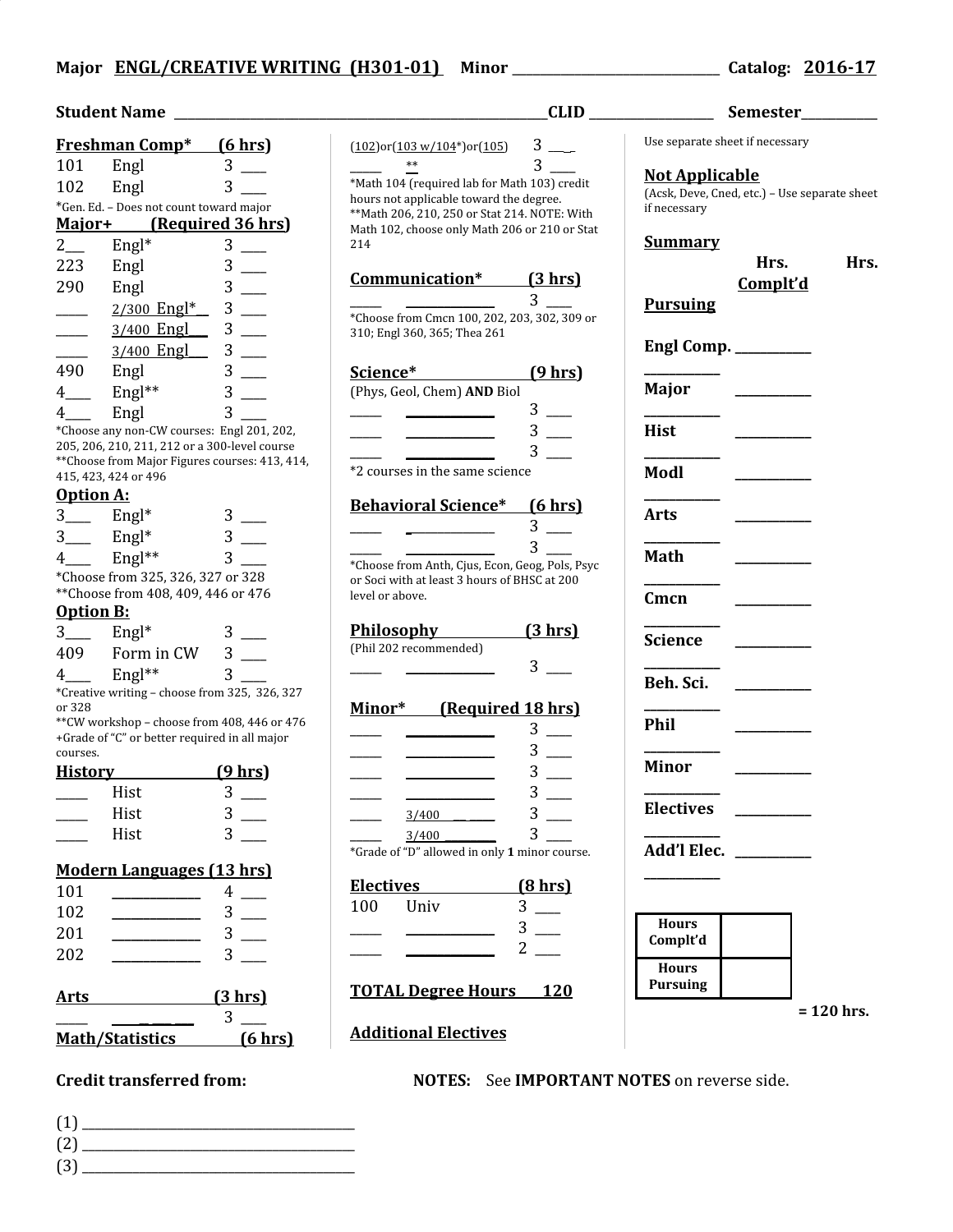**Major** ENGL/CREATIVE WRITING (H301-01) **Minor** ______________________ **Catalog:** 2016-17

**Student Name** ______________________________________ **CLID** ______________ **Semester**__________

**Freshman Comp* (6 hrs)**

| | | |
|---|---|---|
| 101 | Engl | 3 ___ |
| 102 | Engl | 3 ___ |

*Gen. Ed. – Does not count toward major

**Major+ (Required 36 hrs)**

| | | |
|---|---|---|
| 2___ | Engl* | 3 ___ |
| 223 | Engl | 3 ___ |
| 290 | Engl | 3 ___ |
| ____ | 2/300 Engl*__ | 3 ___ |
| ____ | 3/400 Engl__ | 3 ___ |
| ____ | 3/400 Engl__ | 3 ___ |
| 490 | Engl | 3 ___ |
| 4___ | Engl** | 3 ___ |
| 4___ | Engl | 3 ___ |

*Choose any non-CW courses: Engl 201, 202, 205, 206, 210, 211, 212 or a 300-level course
**Choose from Major Figures courses: 413, 414, 415, 423, 424 or 496

**Option A:**

| | | |
|---|---|---|
| 3___ | Engl* | 3 ___ |
| 3___ | Engl* | 3 ___ |
| 4___ | Engl** | 3 ___ |

*Choose from 325, 326, 327 or 328
**Choose from 408, 409, 446 or 476

**Option B:**

| | | |
|---|---|---|
| 3___ | Engl* | 3 ___ |
| 409 | Form in CW | 3 ___ |
| 4___ | Engl** | 3 ___ |

*Creative writing – choose from 325, 326, 327 or 328
**CW workshop – choose from 408, 446 or 476
+Grade of "C" or better required in all major courses.

**History (9 hrs)**

| | | |
|---|---|---|
| ____ | Hist | 3 ___ |
| ____ | Hist | 3 ___ |
| ____ | Hist | 3 ___ |

**Modern Languages (13 hrs)**

| | | |
|---|---|---|
| 101 | __________ | 4 ___ |
| 102 | __________ | 3 ___ |
| 201 | __________ | 3 ___ |
| 202 | __________ | 3 ___ |

**Arts (3 hrs)**

____ __________ 3 ___

**Math/Statistics (6 hrs)**

(102)or(103 w/104*)or(105) 3 ___
____ ** 3 ___

*Math 104 (required lab for Math 103) credit hours not applicable toward the degree.
**Math 206, 210, 250 or Stat 214. NOTE: With Math 102, choose only Math 206 or 210 or Stat 214

**Communication* (3 hrs)**

____ __________ 3 ___

*Choose from Cmcn 100, 202, 203, 302, 309 or 310; Engl 360, 365; Thea 261

**Science* (9 hrs)**
(Phys, Geol, Chem) **AND** Biol

| | | |
|---|---|---|
| ____ | __________ | 3 ___ |
| ____ | __________ | 3 ___ |
| ____ | __________ | 3 ___ |

*2 courses in the same science

**Behavioral Science* (6 hrs)**

| | | |
|---|---|---|
| ____ | __________ | 3 ___ |
| ____ | __________ | 3 ___ |

*Choose from Anth, Cjus, Econ, Geog, Pols, Psyc or Soci with at least 3 hours of BHSC at 200 level or above.

**Philosophy (3 hrs)**
(Phil 202 recommended)

____ __________ 3 ___

**Minor* (Required 18 hrs)**

| | | |
|---|---|---|
| ____ | __________ | 3 ___ |
| ____ | __________ | 3 ___ |
| ____ | __________ | 3 ___ |
| ____ | __________ | 3 ___ |
| ____ | 3/400 ______ | 3 ___ |
| ____ | 3/400 ______ | 3 ___ |

*Grade of "D" allowed in only **1** minor course.

**Electives (8 hrs)**

| | | |
|---|---|---|
| 100 | Univ | 3 ___ |
| ____ | __________ | 3 ___ |
| ____ | __________ | 2 ___ |

**TOTAL Degree Hours 120**

**Additional Electives**

Use separate sheet if necessary

**Not Applicable**
(Acsk, Deve, Cned, etc.) – Use separate sheet if necessary

**Summary**

| | Hrs. Complt'd | Hrs. Pursuing |
|---|---|---|
| Engl Comp. | ________ | ________ |
| Major | ________ | ________ |
| Hist | ________ | ________ |
| Modl | ________ | ________ |
| Arts | ________ | ________ |
| Math | ________ | ________ |
| Cmcn | ________ | ________ |
| Science | ________ | ________ |
| Beh. Sci. | ________ | ________ |
| Phil | ________ | ________ |
| Minor | ________ | ________ |
| Electives | ________ | ________ |
| Add'l Elec. | ________ | ________ |

| | |
|---|---|
| **Hours Complt'd** | |
| **Hours Pursuing** | |

**= 120 hrs.**

**Credit transferred from:**

(1) ________________________________
(2) ________________________________
(3) ________________________________

**NOTES:** See **IMPORTANT NOTES** on reverse side.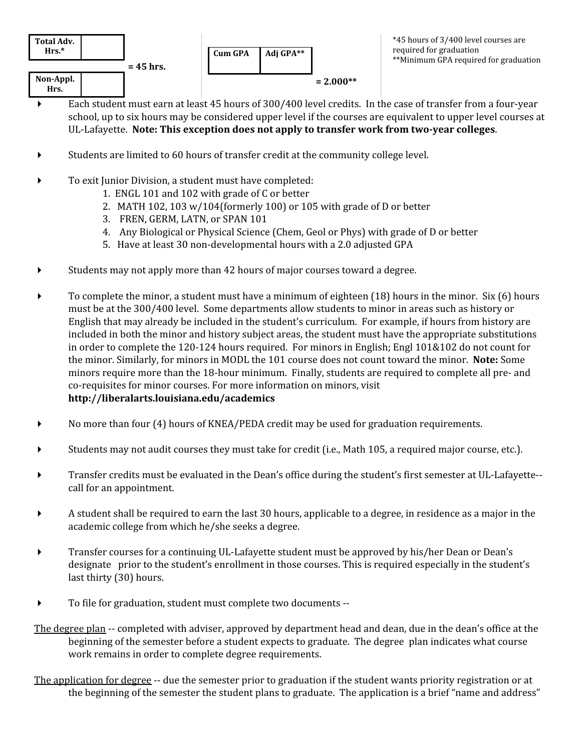| Total Adv. Hrs.* | |
|---|---|
| Non-Appl. Hrs. | |

= 45 hrs.

| Cum GPA | Adj GPA** |
|---|---|
| | |

= 2.000**

*45 hours of 3/400 level courses are required for graduation
**Minimum GPA required for graduation

- Each student must earn at least 45 hours of 300/400 level credits. In the case of transfer from a four-year school, up to six hours may be considered upper level if the courses are equivalent to upper level courses at UL-Lafayette. **Note: This exception does not apply to transfer work from two-year colleges**.

- Students are limited to 60 hours of transfer credit at the community college level.

- To exit Junior Division, a student must have completed:
  1. ENGL 101 and 102 with grade of C or better
  2. MATH 102, 103 w/104(formerly 100) or 105 with grade of D or better
  3. FREN, GERM, LATN, or SPAN 101
  4. Any Biological or Physical Science (Chem, Geol or Phys) with grade of D or better
  5. Have at least 30 non-developmental hours with a 2.0 adjusted GPA

- Students may not apply more than 42 hours of major courses toward a degree.

- To complete the minor, a student must have a minimum of eighteen (18) hours in the minor. Six (6) hours must be at the 300/400 level. Some departments allow students to minor in areas such as history or English that may already be included in the student's curriculum. For example, if hours from history are included in both the minor and history subject areas, the student must have the appropriate substitutions in order to complete the 120-124 hours required. For minors in English; Engl 101&102 do not count for the minor. Similarly, for minors in MODL the 101 course does not count toward the minor. **Note:** Some minors require more than the 18-hour minimum. Finally, students are required to complete all pre- and co-requisites for minor courses. For more information on minors, visit **http://liberalarts.louisiana.edu/academics**

- No more than four (4) hours of KNEA/PEDA credit may be used for graduation requirements.

- Students may not audit courses they must take for credit (i.e., Math 105, a required major course, etc.).

- Transfer credits must be evaluated in the Dean's office during the student's first semester at UL-Lafayette-- call for an appointment.

- A student shall be required to earn the last 30 hours, applicable to a degree, in residence as a major in the academic college from which he/she seeks a degree.

- Transfer courses for a continuing UL-Lafayette student must be approved by his/her Dean or Dean's designate prior to the student's enrollment in those courses. This is required especially in the student's last thirty (30) hours.

- To file for graduation, student must complete two documents --

<u>The degree plan</u> -- completed with adviser, approved by department head and dean, due in the dean's office at the beginning of the semester before a student expects to graduate. The degree plan indicates what course work remains in order to complete degree requirements.

<u>The application for degree</u> -- due the semester prior to graduation if the student wants priority registration or at the beginning of the semester the student plans to graduate. The application is a brief "name and address"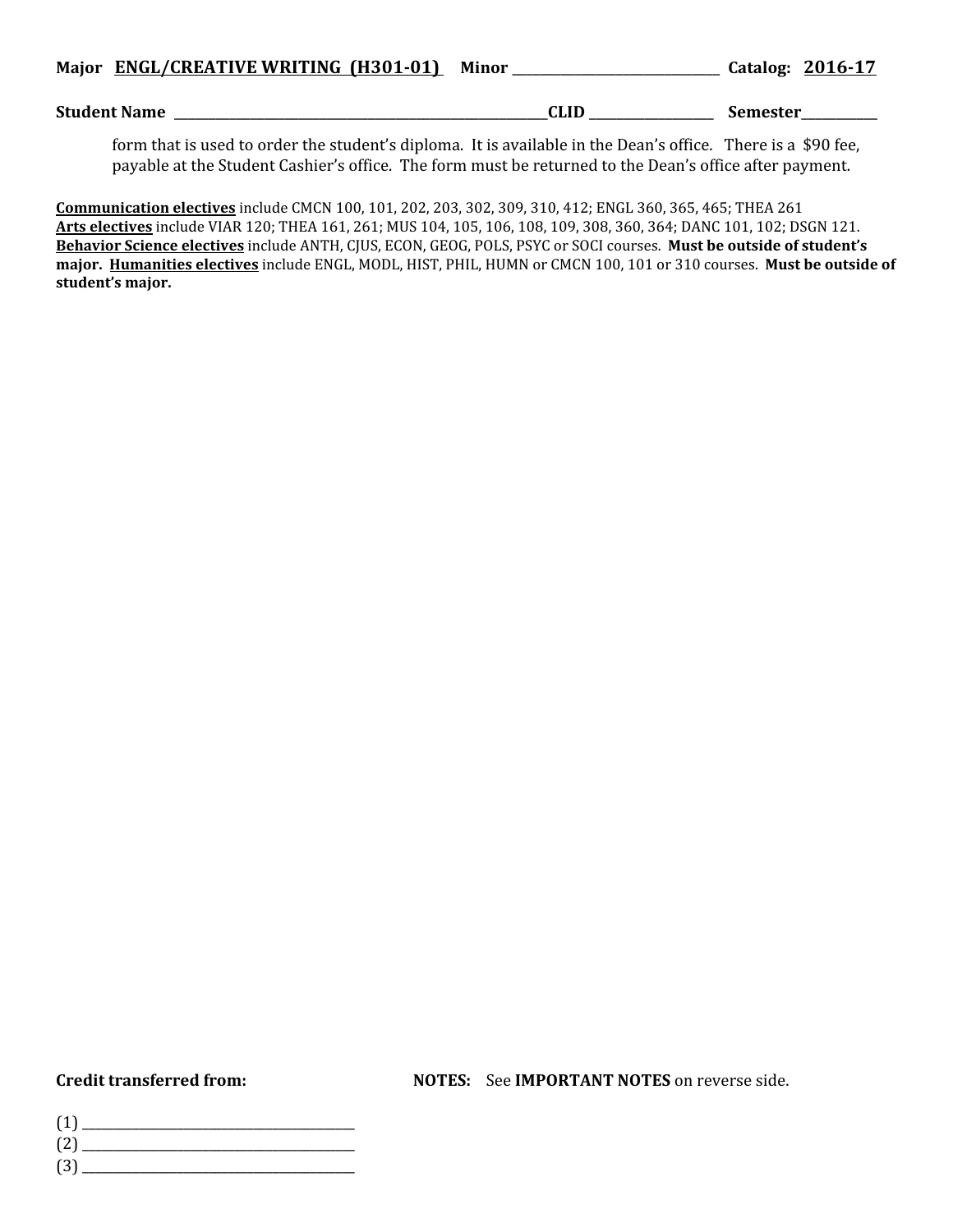**Major** <u>ENGL/CREATIVE WRITING (H301-01)</u> **Minor** ______________________________ **Catalog:** <u>2016-17</u>

**Student Name** ________________________________________________________ **CLID** __________________ **Semester** ___________

form that is used to order the student's diploma. It is available in the Dean's office. There is a $90 fee, payable at the Student Cashier's office. The form must be returned to the Dean's office after payment.

**<u>Communication electives</u>** include CMCN 100, 101, 202, 203, 302, 309, 310, 412; ENGL 360, 365, 465; THEA 261
**<u>Arts electives</u>** include VIAR 120; THEA 161, 261; MUS 104, 105, 106, 108, 109, 308, 360, 364; DANC 101, 102; DSGN 121.
**<u>Behavior Science electives</u>** include ANTH, CJUS, ECON, GEOG, POLS, PSYC or SOCI courses. **Must be outside of student's major.** **<u>Humanities electives</u>** include ENGL, MODL, HIST, PHIL, HUMN or CMCN 100, 101 or 310 courses. **Must be outside of student's major.**

**Credit transferred from:**

(1) ________________________________________
(2) ________________________________________
(3) ________________________________________

**NOTES:** See **IMPORTANT NOTES** on reverse side.